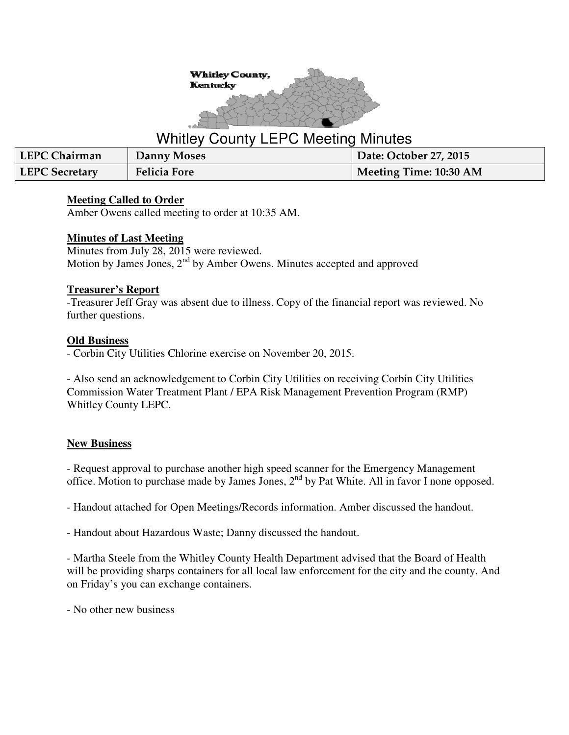Whitley County, Kentucky

# Whitley County LEPC Meeting Minutes

| LEPC Chairman | Danny Moses | Date: October 27, 2015 |
|---|---|---|
| LEPC Secretary | Felicia Fore | Meeting Time: 10:30 AM |

**Meeting Called to Order**

Amber Owens called meeting to order at 10:35 AM.

**Minutes of Last Meeting**

Minutes from July 28, 2015 were reviewed.
Motion by James Jones, 2nd by Amber Owens. Minutes accepted and approved

**Treasurer's Report**

-Treasurer Jeff Gray was absent due to illness. Copy of the financial report was reviewed. No further questions.

**Old Business**

- Corbin City Utilities Chlorine exercise on November 20, 2015.

- Also send an acknowledgement to Corbin City Utilities on receiving Corbin City Utilities Commission Water Treatment Plant / EPA Risk Management Prevention Program (RMP) Whitley County LEPC.

**New Business**

- Request approval to purchase another high speed scanner for the Emergency Management office. Motion to purchase made by James Jones, 2nd by Pat White. All in favor I none opposed.

- Handout attached for Open Meetings/Records information. Amber discussed the handout.

- Handout about Hazardous Waste; Danny discussed the handout.

- Martha Steele from the Whitley County Health Department advised that the Board of Health will be providing sharps containers for all local law enforcement for the city and the county. And on Friday's you can exchange containers.

- No other new business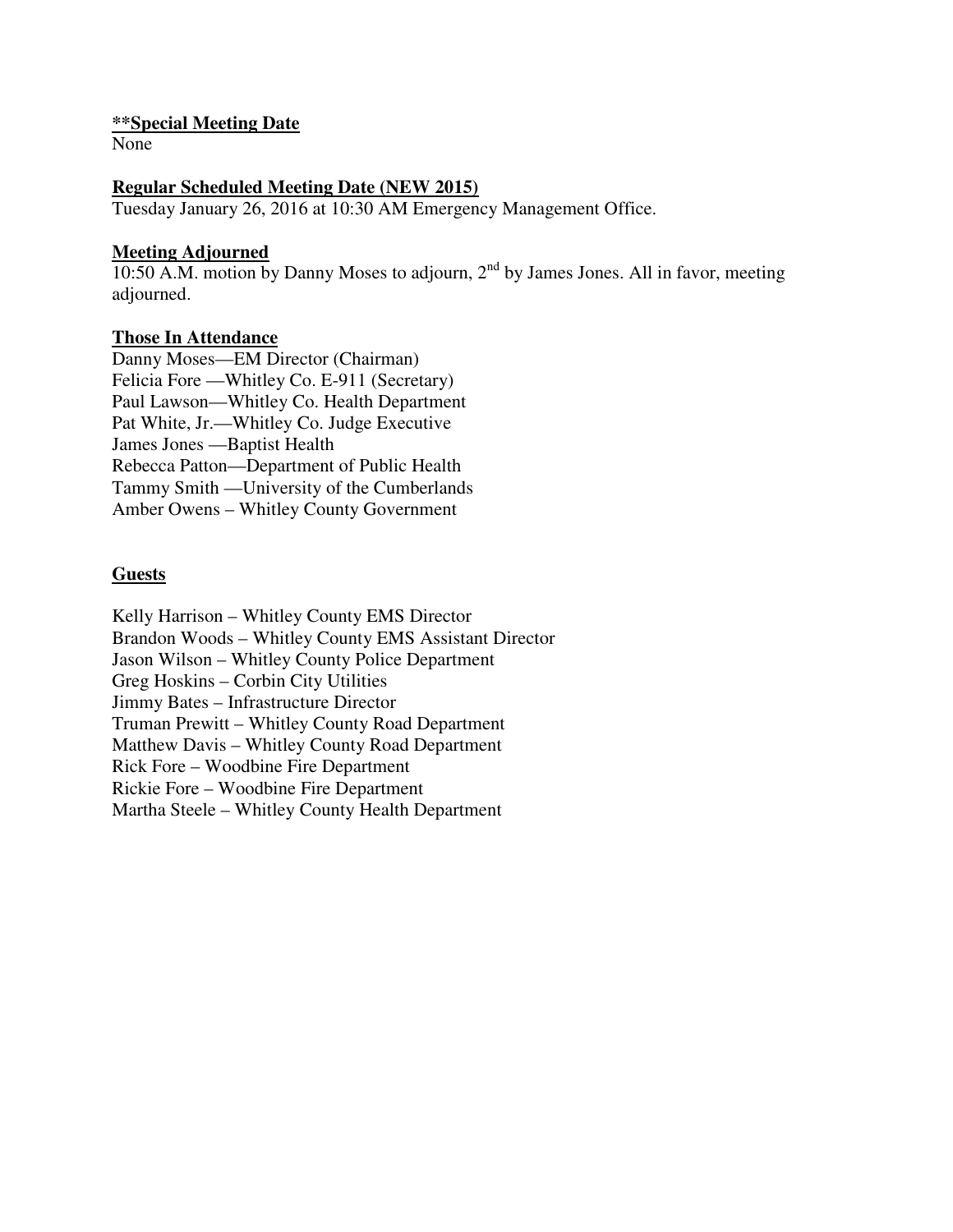**\*\*Special Meeting Date**

None

**Regular Scheduled Meeting Date (NEW 2015)**

Tuesday January 26, 2016 at 10:30 AM Emergency Management Office.

**Meeting Adjourned**

10:50 A.M. motion by Danny Moses to adjourn, 2nd by James Jones. All in favor, meeting adjourned.

**Those In Attendance**

Danny Moses—EM Director (Chairman)
Felicia Fore —Whitley Co. E-911 (Secretary)
Paul Lawson—Whitley Co. Health Department
Pat White, Jr.—Whitley Co. Judge Executive
James Jones —Baptist Health
Rebecca Patton—Department of Public Health
Tammy Smith —University of the Cumberlands
Amber Owens – Whitley County Government

**Guests**

Kelly Harrison – Whitley County EMS Director
Brandon Woods – Whitley County EMS Assistant Director
Jason Wilson – Whitley County Police Department
Greg Hoskins – Corbin City Utilities
Jimmy Bates – Infrastructure Director
Truman Prewitt – Whitley County Road Department
Matthew Davis – Whitley County Road Department
Rick Fore – Woodbine Fire Department
Rickie Fore – Woodbine Fire Department
Martha Steele – Whitley County Health Department